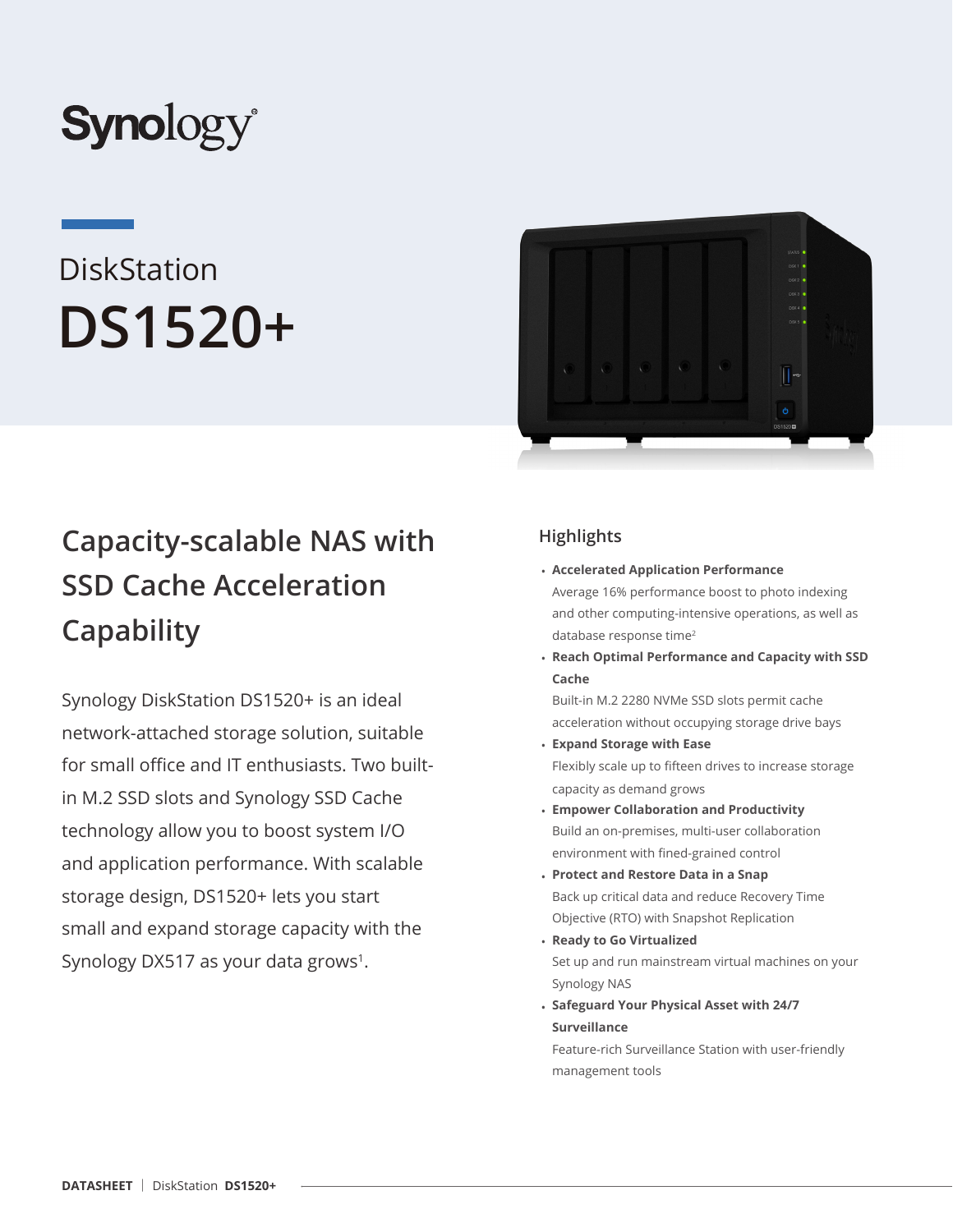Synology

DiskStation

# DS1520+

## Capacity-scalable NAS with SSD Cache Acceleration Capability

Synology DiskStation DS1520+ is an ideal network-attached storage solution, suitable for small office and IT enthusiasts. Two built-in M.2 SSD slots and Synology SSD Cache technology allow you to boost system I/O and application performance. With scalable storage design, DS1520+ lets you start small and expand storage capacity with the Synology DX517 as your data grows[1].

### Highlights

- **Accelerated Application Performance**
  Average 16% performance boost to photo indexing and other computing-intensive operations, as well as database response time[2]
- **Reach Optimal Performance and Capacity with SSD Cache**
  Built-in M.2 2280 NVMe SSD slots permit cache acceleration without occupying storage drive bays
- **Expand Storage with Ease**
  Flexibly scale up to fifteen drives to increase storage capacity as demand grows
- **Empower Collaboration and Productivity**
  Build an on-premises, multi-user collaboration environment with fined-grained control
- **Protect and Restore Data in a Snap**
  Back up critical data and reduce Recovery Time Objective (RTO) with Snapshot Replication
- **Ready to Go Virtualized**
  Set up and run mainstream virtual machines on your Synology NAS
- **Safeguard Your Physical Asset with 24/7 Surveillance**
  Feature-rich Surveillance Station with user-friendly management tools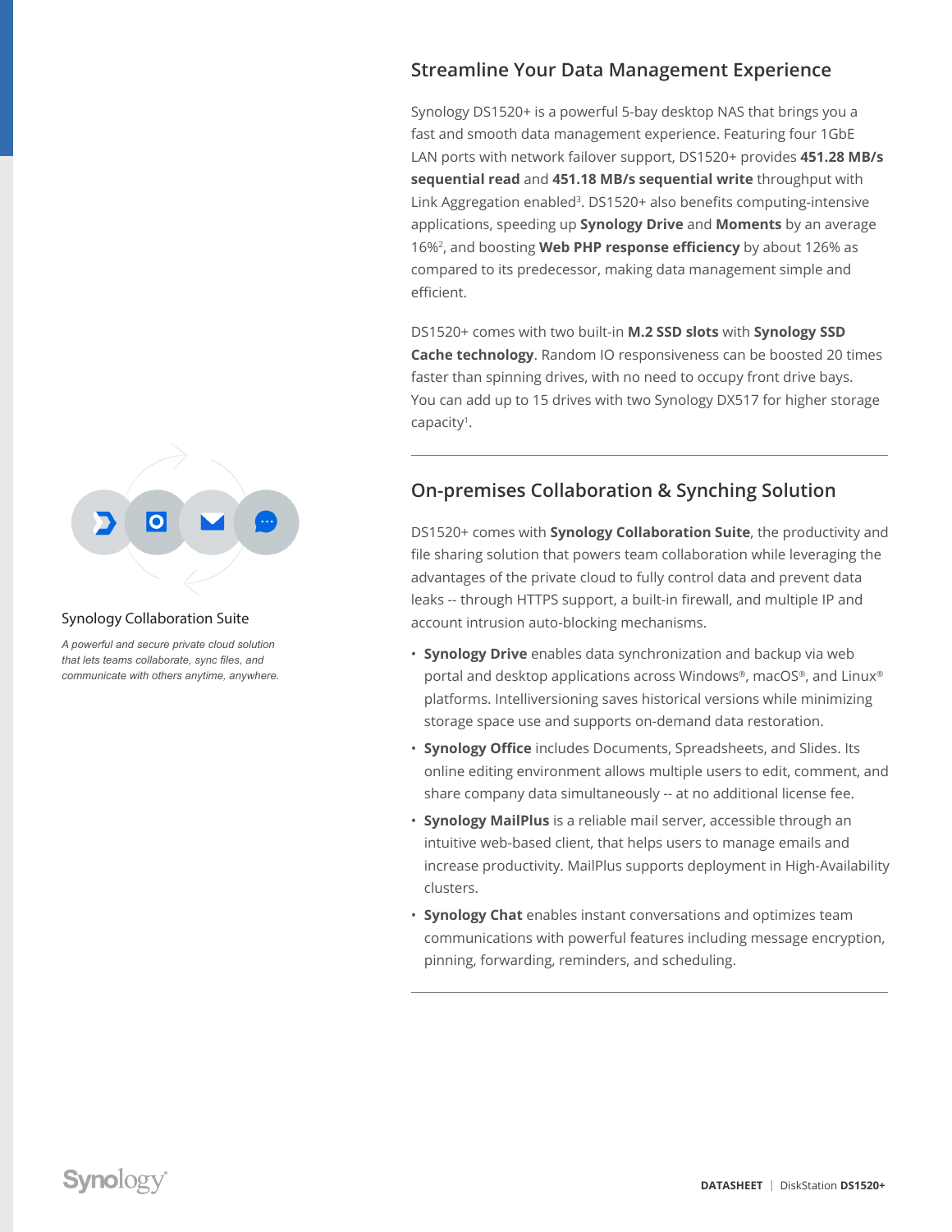## Streamline Your Data Management Experience

Synology DS1520+ is a powerful 5-bay desktop NAS that brings you a fast and smooth data management experience. Featuring four 1GbE LAN ports with network failover support, DS1520+ provides **451.28 MB/s sequential read** and **451.18 MB/s sequential write** throughput with Link Aggregation enabled[3]. DS1520+ also benefits computing-intensive applications, speeding up **Synology Drive** and **Moments** by an average 16%[2], and boosting **Web PHP response efficiency** by about 126% as compared to its predecessor, making data management simple and efficient.

DS1520+ comes with two built-in **M.2 SSD slots** with **Synology SSD Cache technology**. Random IO responsiveness can be boosted 20 times faster than spinning drives, with no need to occupy front drive bays. You can add up to 15 drives with two Synology DX517 for higher storage capacity[1].

## On-premises Collaboration & Synching Solution

Synology Collaboration Suite

*A powerful and secure private cloud solution that lets teams collaborate, sync files, and communicate with others anytime, anywhere.*

DS1520+ comes with **Synology Collaboration Suite**, the productivity and file sharing solution that powers team collaboration while leveraging the advantages of the private cloud to fully control data and prevent data leaks -- through HTTPS support, a built-in firewall, and multiple IP and account intrusion auto-blocking mechanisms.

- **Synology Drive** enables data synchronization and backup via web portal and desktop applications across Windows®, macOS®, and Linux® platforms. Intelliversioning saves historical versions while minimizing storage space use and supports on-demand data restoration.
- **Synology Office** includes Documents, Spreadsheets, and Slides. Its online editing environment allows multiple users to edit, comment, and share company data simultaneously -- at no additional license fee.
- **Synology MailPlus** is a reliable mail server, accessible through an intuitive web-based client, that helps users to manage emails and increase productivity. MailPlus supports deployment in High-Availability clusters.
- **Synology Chat** enables instant conversations and optimizes team communications with powerful features including message encryption, pinning, forwarding, reminders, and scheduling.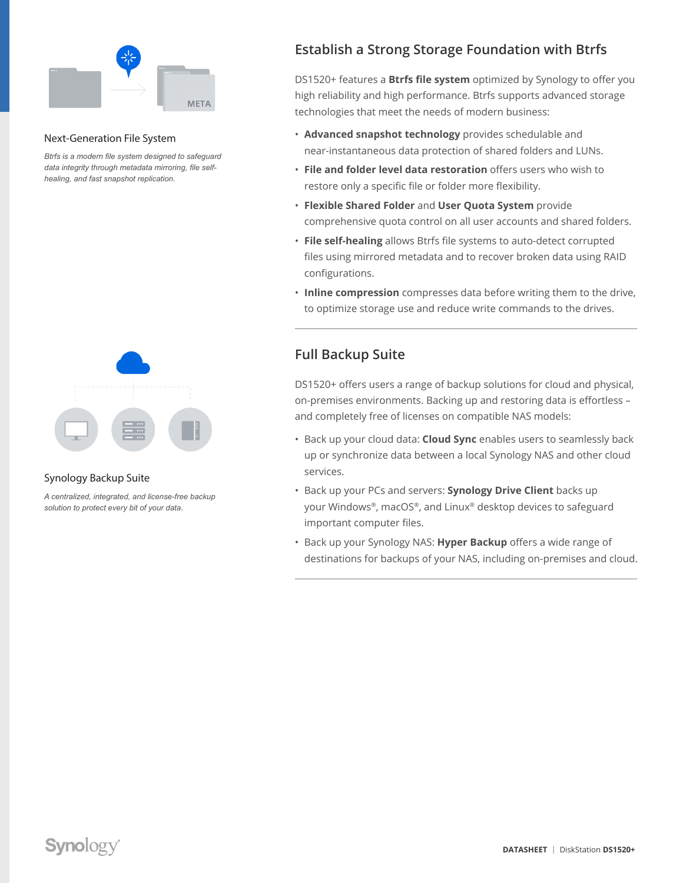## Establish a Strong Storage Foundation with Btrfs

DS1520+ features a **Btrfs file system** optimized by Synology to offer you high reliability and high performance. Btrfs supports advanced storage technologies that meet the needs of modern business:

- **Advanced snapshot technology** provides schedulable and near-instantaneous data protection of shared folders and LUNs.
- **File and folder level data restoration** offers users who wish to restore only a specific file or folder more flexibility.
- **Flexible Shared Folder** and **User Quota System** provide comprehensive quota control on all user accounts and shared folders.
- **File self-healing** allows Btrfs file systems to auto-detect corrupted files using mirrored metadata and to recover broken data using RAID configurations.
- **Inline compression** compresses data before writing them to the drive, to optimize storage use and reduce write commands to the drives.

### Next-Generation File System

*Btrfs is a modern file system designed to safeguard data integrity through metadata mirroring, file self-healing, and fast snapshot replication.*

## Full Backup Suite

DS1520+ offers users a range of backup solutions for cloud and physical, on-premises environments. Backing up and restoring data is effortless – and completely free of licenses on compatible NAS models:

- Back up your cloud data: **Cloud Sync** enables users to seamlessly back up or synchronize data between a local Synology NAS and other cloud services.
- Back up your PCs and servers: **Synology Drive Client** backs up your Windows®, macOS®, and Linux® desktop devices to safeguard important computer files.
- Back up your Synology NAS: **Hyper Backup** offers a wide range of destinations for backups of your NAS, including on-premises and cloud.

### Synology Backup Suite

*A centralized, integrated, and license-free backup solution to protect every bit of your data.*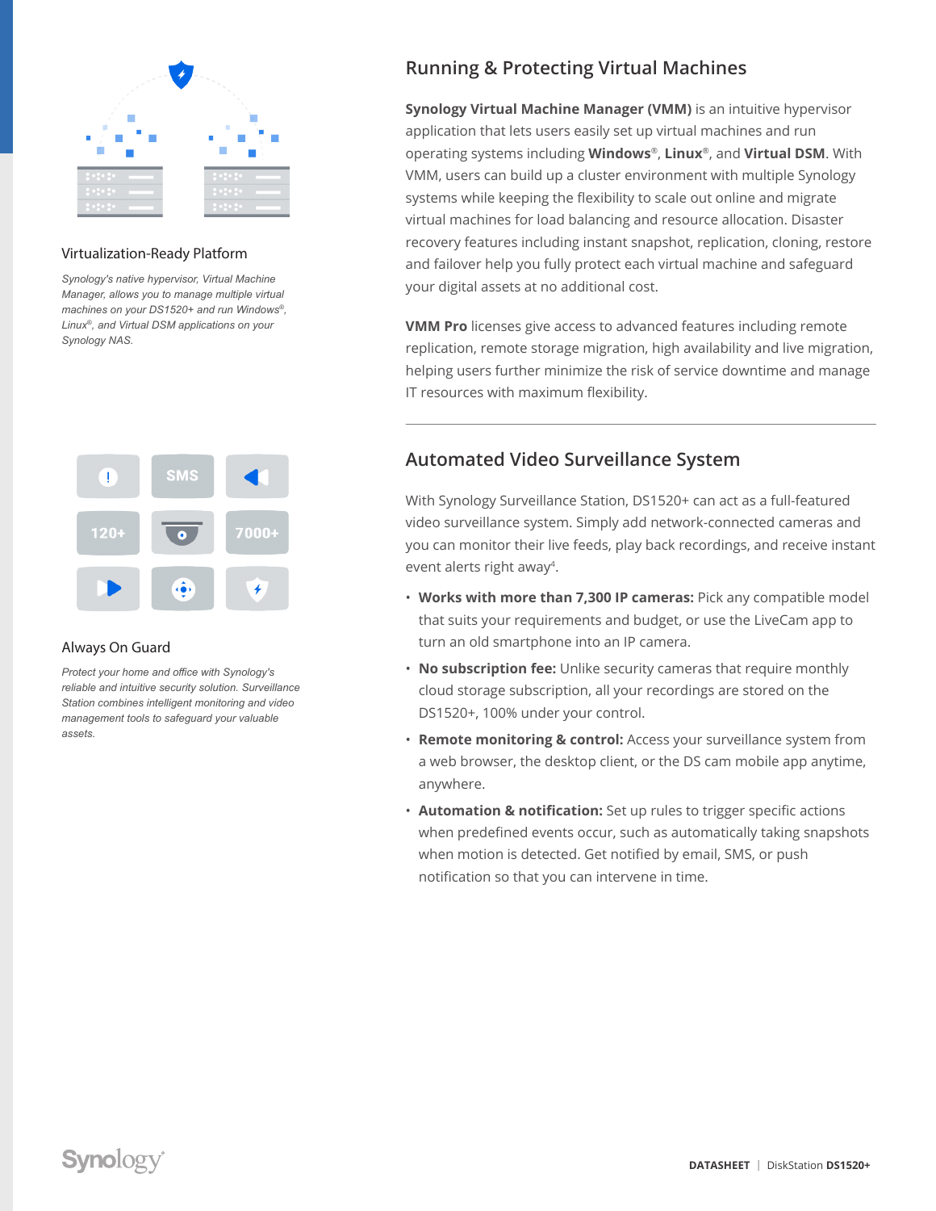## Virtualization-Ready Platform

*Synology's native hypervisor, Virtual Machine Manager, allows you to manage multiple virtual machines on your DS1520+ and run Windows®, Linux®, and Virtual DSM applications on your Synology NAS.*

## Always On Guard

*Protect your home and office with Synology's reliable and intuitive security solution. Surveillance Station combines intelligent monitoring and video management tools to safeguard your valuable assets.*

## Running & Protecting Virtual Machines

**Synology Virtual Machine Manager (VMM)** is an intuitive hypervisor application that lets users easily set up virtual machines and run operating systems including **Windows**®, **Linux**®, and **Virtual DSM**. With VMM, users can build up a cluster environment with multiple Synology systems while keeping the flexibility to scale out online and migrate virtual machines for load balancing and resource allocation. Disaster recovery features including instant snapshot, replication, cloning, restore and failover help you fully protect each virtual machine and safeguard your digital assets at no additional cost.

**VMM Pro** licenses give access to advanced features including remote replication, remote storage migration, high availability and live migration, helping users further minimize the risk of service downtime and manage IT resources with maximum flexibility.

## Automated Video Surveillance System

With Synology Surveillance Station, DS1520+ can act as a full-featured video surveillance system. Simply add network-connected cameras and you can monitor their live feeds, play back recordings, and receive instant event alerts right away[4].

- **Works with more than 7,300 IP cameras:** Pick any compatible model that suits your requirements and budget, or use the LiveCam app to turn an old smartphone into an IP camera.
- **No subscription fee:** Unlike security cameras that require monthly cloud storage subscription, all your recordings are stored on the DS1520+, 100% under your control.
- **Remote monitoring & control:** Access your surveillance system from a web browser, the desktop client, or the DS cam mobile app anytime, anywhere.
- **Automation & notification:** Set up rules to trigger specific actions when predefined events occur, such as automatically taking snapshots when motion is detected. Get notified by email, SMS, or push notification so that you can intervene in time.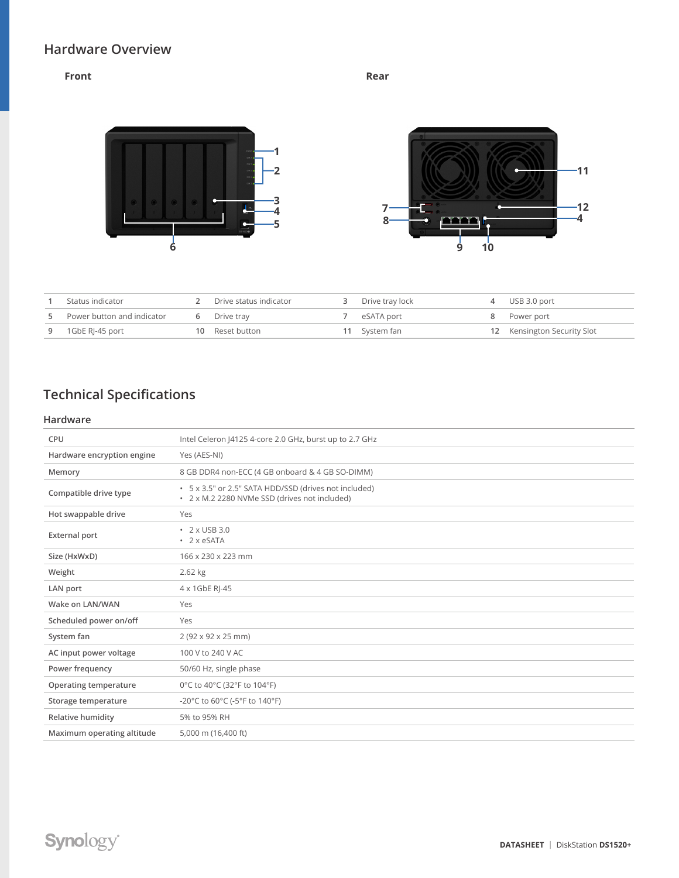## Hardware Overview

**Front**

**Rear**

| 1 | Status indicator | 2 | Drive status indicator | 3 | Drive tray lock | 4 | USB 3.0 port |
|---|---|---|---|---|---|---|---|
| 5 | Power button and indicator | 6 | Drive tray | 7 | eSATA port | 8 | Power port |
| 9 | 1GbE RJ-45 port | 10 | Reset button | 11 | System fan | 12 | Kensington Security Slot |

## Technical Specifications

### Hardware

| | |
|---|---|
| CPU | Intel Celeron J4125 4-core 2.0 GHz, burst up to 2.7 GHz |
| Hardware encryption engine | Yes (AES-NI) |
| Memory | 8 GB DDR4 non-ECC (4 GB onboard & 4 GB SO-DIMM) |
| Compatible drive type | • 5 x 3.5" or 2.5" SATA HDD/SSD (drives not included)<br>• 2 x M.2 2280 NVMe SSD (drives not included) |
| Hot swappable drive | Yes |
| External port | • 2 x USB 3.0<br>• 2 x eSATA |
| Size (HxWxD) | 166 x 230 x 223 mm |
| Weight | 2.62 kg |
| LAN port | 4 x 1GbE RJ-45 |
| Wake on LAN/WAN | Yes |
| Scheduled power on/off | Yes |
| System fan | 2 (92 x 92 x 25 mm) |
| AC input power voltage | 100 V to 240 V AC |
| Power frequency | 50/60 Hz, single phase |
| Operating temperature | 0°C to 40°C (32°F to 104°F) |
| Storage temperature | -20°C to 60°C (-5°F to 140°F) |
| Relative humidity | 5% to 95% RH |
| Maximum operating altitude | 5,000 m (16,400 ft) |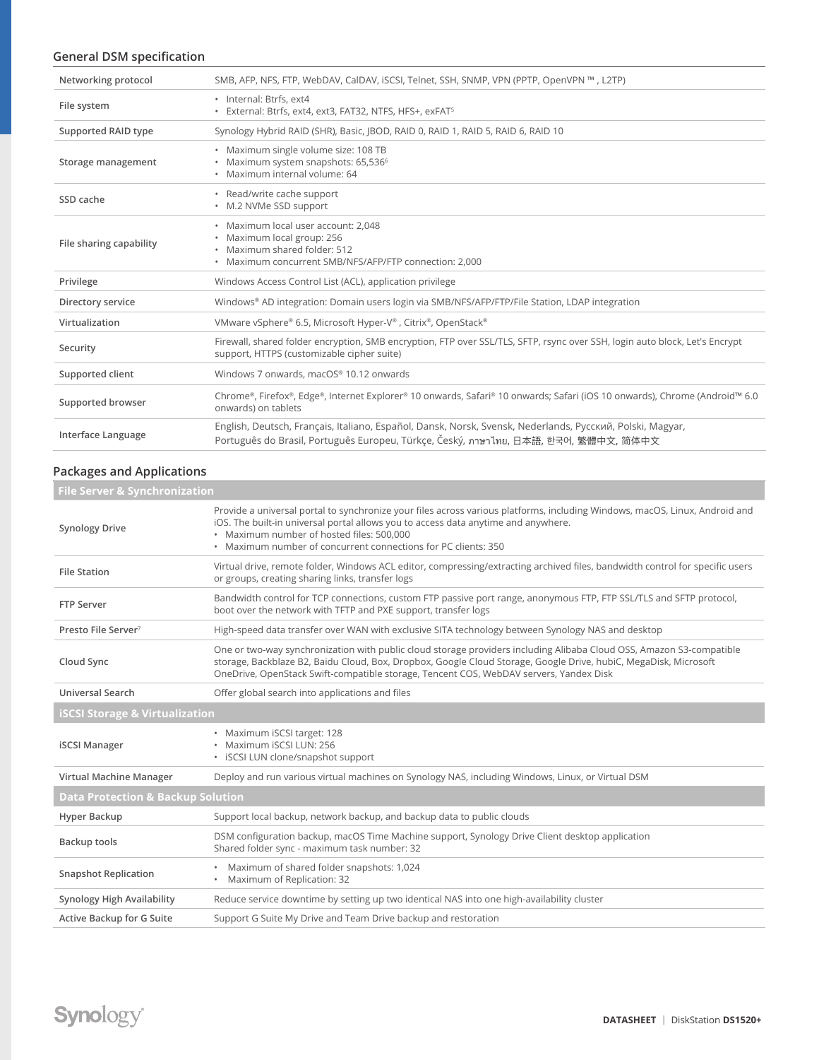## General DSM specification

| | |
|---|---|
| Networking protocol | SMB, AFP, NFS, FTP, WebDAV, CalDAV, iSCSI, Telnet, SSH, SNMP, VPN (PPTP, OpenVPN ™ , L2TP) |
| File system | • Internal: Btrfs, ext4<br>• External: Btrfs, ext4, ext3, FAT32, NTFS, HFS+, exFAT[5] |
| Supported RAID type | Synology Hybrid RAID (SHR), Basic, JBOD, RAID 0, RAID 1, RAID 5, RAID 6, RAID 10 |
| Storage management | • Maximum single volume size: 108 TB<br>• Maximum system snapshots: 65,536[6]<br>• Maximum internal volume: 64 |
| SSD cache | • Read/write cache support<br>• M.2 NVMe SSD support |
| File sharing capability | • Maximum local user account: 2,048<br>• Maximum local group: 256<br>• Maximum shared folder: 512<br>• Maximum concurrent SMB/NFS/AFP/FTP connection: 2,000 |
| Privilege | Windows Access Control List (ACL), application privilege |
| Directory service | Windows® AD integration: Domain users login via SMB/NFS/AFP/FTP/File Station, LDAP integration |
| Virtualization | VMware vSphere® 6.5, Microsoft Hyper-V® , Citrix®, OpenStack® |
| Security | Firewall, shared folder encryption, SMB encryption, FTP over SSL/TLS, SFTP, rsync over SSH, login auto block, Let's Encrypt support, HTTPS (customizable cipher suite) |
| Supported client | Windows 7 onwards, macOS® 10.12 onwards |
| Supported browser | Chrome®, Firefox®, Edge®, Internet Explorer® 10 onwards, Safari® 10 onwards; Safari (iOS 10 onwards), Chrome (Android™ 6.0 onwards) on tablets |
| Interface Language | English, Deutsch, Français, Italiano, Español, Dansk, Norsk, Svensk, Nederlands, Русский, Polski, Magyar, Português do Brasil, Português Europeu, Türkçe, Český, ภาษาไทย, 日本語, 한국어, 繁體中文, 简体中文 |

## Packages and Applications

| File Server & Synchronization | |
|---|---|
| Synology Drive | Provide a universal portal to synchronize your files across various platforms, including Windows, macOS, Linux, Android and iOS. The built-in universal portal allows you to access data anytime and anywhere.<br>• Maximum number of hosted files: 500,000<br>• Maximum number of concurrent connections for PC clients: 350 |
| File Station | Virtual drive, remote folder, Windows ACL editor, compressing/extracting archived files, bandwidth control for specific users or groups, creating sharing links, transfer logs |
| FTP Server | Bandwidth control for TCP connections, custom FTP passive port range, anonymous FTP, FTP SSL/TLS and SFTP protocol, boot over the network with TFTP and PXE support, transfer logs |
| Presto File Server[7] | High-speed data transfer over WAN with exclusive SITA technology between Synology NAS and desktop |
| Cloud Sync | One or two-way synchronization with public cloud storage providers including Alibaba Cloud OSS, Amazon S3-compatible storage, Backblaze B2, Baidu Cloud, Box, Dropbox, Google Cloud Storage, Google Drive, hubiC, MegaDisk, Microsoft OneDrive, OpenStack Swift-compatible storage, Tencent COS, WebDAV servers, Yandex Disk |
| Universal Search | Offer global search into applications and files |
| **iSCSI Storage & Virtualization** | |
| iSCSI Manager | • Maximum iSCSI target: 128<br>• Maximum iSCSI LUN: 256<br>• iSCSI LUN clone/snapshot support |
| Virtual Machine Manager | Deploy and run various virtual machines on Synology NAS, including Windows, Linux, or Virtual DSM |
| **Data Protection & Backup Solution** | |
| Hyper Backup | Support local backup, network backup, and backup data to public clouds |
| Backup tools | DSM configuration backup, macOS Time Machine support, Synology Drive Client desktop application<br>Shared folder sync - maximum task number: 32 |
| Snapshot Replication | • Maximum of shared folder snapshots: 1,024<br>• Maximum of Replication: 32 |
| Synology High Availability | Reduce service downtime by setting up two identical NAS into one high-availability cluster |
| Active Backup for G Suite | Support G Suite My Drive and Team Drive backup and restoration |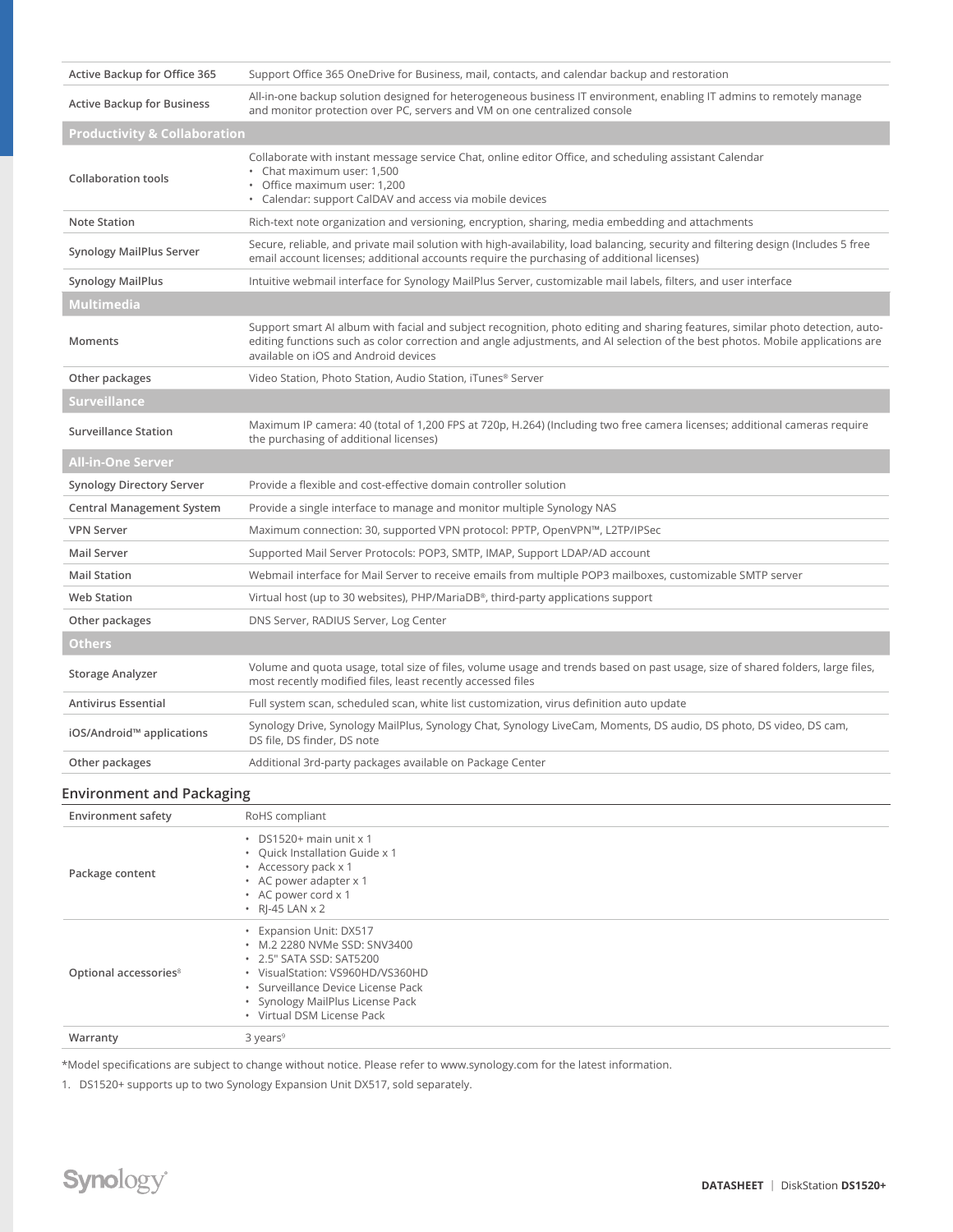| | |
|---|---|
| Active Backup for Office 365 | Support Office 365 OneDrive for Business, mail, contacts, and calendar backup and restoration |
| Active Backup for Business | All-in-one backup solution designed for heterogeneous business IT environment, enabling IT admins to remotely manage and monitor protection over PC, servers and VM on one centralized console |
| **Productivity & Collaboration** | |
| Collaboration tools | Collaborate with instant message service Chat, online editor Office, and scheduling assistant Calendar<br>• Chat maximum user: 1,500<br>• Office maximum user: 1,200<br>• Calendar: support CalDAV and access via mobile devices |
| Note Station | Rich-text note organization and versioning, encryption, sharing, media embedding and attachments |
| Synology MailPlus Server | Secure, reliable, and private mail solution with high-availability, load balancing, security and filtering design (Includes 5 free email account licenses; additional accounts require the purchasing of additional licenses) |
| Synology MailPlus | Intuitive webmail interface for Synology MailPlus Server, customizable mail labels, filters, and user interface |
| **Multimedia** | |
| Moments | Support smart AI album with facial and subject recognition, photo editing and sharing features, similar photo detection, auto-editing functions such as color correction and angle adjustments, and AI selection of the best photos. Mobile applications are available on iOS and Android devices |
| Other packages | Video Station, Photo Station, Audio Station, iTunes® Server |
| **Surveillance** | |
| Surveillance Station | Maximum IP camera: 40 (total of 1,200 FPS at 720p, H.264) (Including two free camera licenses; additional cameras require the purchasing of additional licenses) |
| **All-in-One Server** | |
| Synology Directory Server | Provide a flexible and cost-effective domain controller solution |
| Central Management System | Provide a single interface to manage and monitor multiple Synology NAS |
| VPN Server | Maximum connection: 30, supported VPN protocol: PPTP, OpenVPN™, L2TP/IPSec |
| Mail Server | Supported Mail Server Protocols: POP3, SMTP, IMAP, Support LDAP/AD account |
| Mail Station | Webmail interface for Mail Server to receive emails from multiple POP3 mailboxes, customizable SMTP server |
| Web Station | Virtual host (up to 30 websites), PHP/MariaDB®, third-party applications support |
| Other packages | DNS Server, RADIUS Server, Log Center |
| **Others** | |
| Storage Analyzer | Volume and quota usage, total size of files, volume usage and trends based on past usage, size of shared folders, large files, most recently modified files, least recently accessed files |
| Antivirus Essential | Full system scan, scheduled scan, white list customization, virus definition auto update |
| iOS/Android™ applications | Synology Drive, Synology MailPlus, Synology Chat, Synology LiveCam, Moments, DS audio, DS photo, DS video, DS cam, DS file, DS finder, DS note |
| Other packages | Additional 3rd-party packages available on Package Center |

## Environment and Packaging

| | |
|---|---|
| Environment safety | RoHS compliant |
| Package content | • DS1520+ main unit x 1<br>• Quick Installation Guide x 1<br>• Accessory pack x 1<br>• AC power adapter x 1<br>• AC power cord x 1<br>• RJ-45 LAN x 2 |
| Optional accessories[8] | • Expansion Unit: DX517<br>• M.2 2280 NVMe SSD: SNV3400<br>• 2.5" SATA SSD: SAT5200<br>• VisualStation: VS960HD/VS360HD<br>• Surveillance Device License Pack<br>• Synology MailPlus License Pack<br>• Virtual DSM License Pack |
| Warranty | 3 years[9] |

*Model specifications are subject to change without notice. Please refer to www.synology.com for the latest information.

1. DS1520+ supports up to two Synology Expansion Unit DX517, sold separately.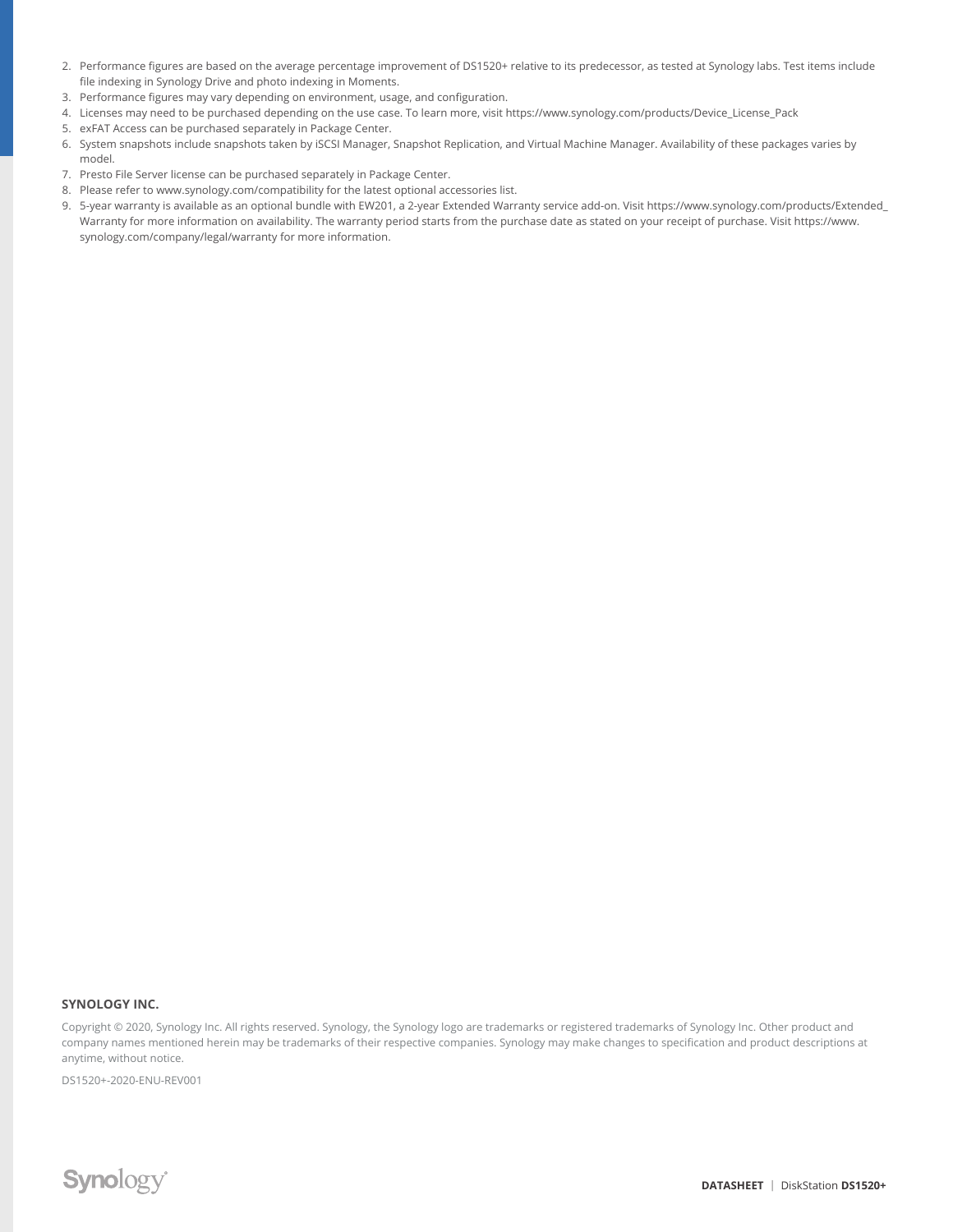2. Performance figures are based on the average percentage improvement of DS1520+ relative to its predecessor, as tested at Synology labs. Test items include file indexing in Synology Drive and photo indexing in Moments.
3. Performance figures may vary depending on environment, usage, and configuration.
4. Licenses may need to be purchased depending on the use case. To learn more, visit https://www.synology.com/products/Device_License_Pack
5. exFAT Access can be purchased separately in Package Center.
6. System snapshots include snapshots taken by iSCSI Manager, Snapshot Replication, and Virtual Machine Manager. Availability of these packages varies by model.
7. Presto File Server license can be purchased separately in Package Center.
8. Please refer to www.synology.com/compatibility for the latest optional accessories list.
9. 5-year warranty is available as an optional bundle with EW201, a 2-year Extended Warranty service add-on. Visit https://www.synology.com/products/Extended_Warranty for more information on availability. The warranty period starts from the purchase date as stated on your receipt of purchase. Visit https://www.synology.com/company/legal/warranty for more information.

**SYNOLOGY INC.**

Copyright © 2020, Synology Inc. All rights reserved. Synology, the Synology logo are trademarks or registered trademarks of Synology Inc. Other product and company names mentioned herein may be trademarks of their respective companies. Synology may make changes to specification and product descriptions at anytime, without notice.

DS1520+-2020-ENU-REV001